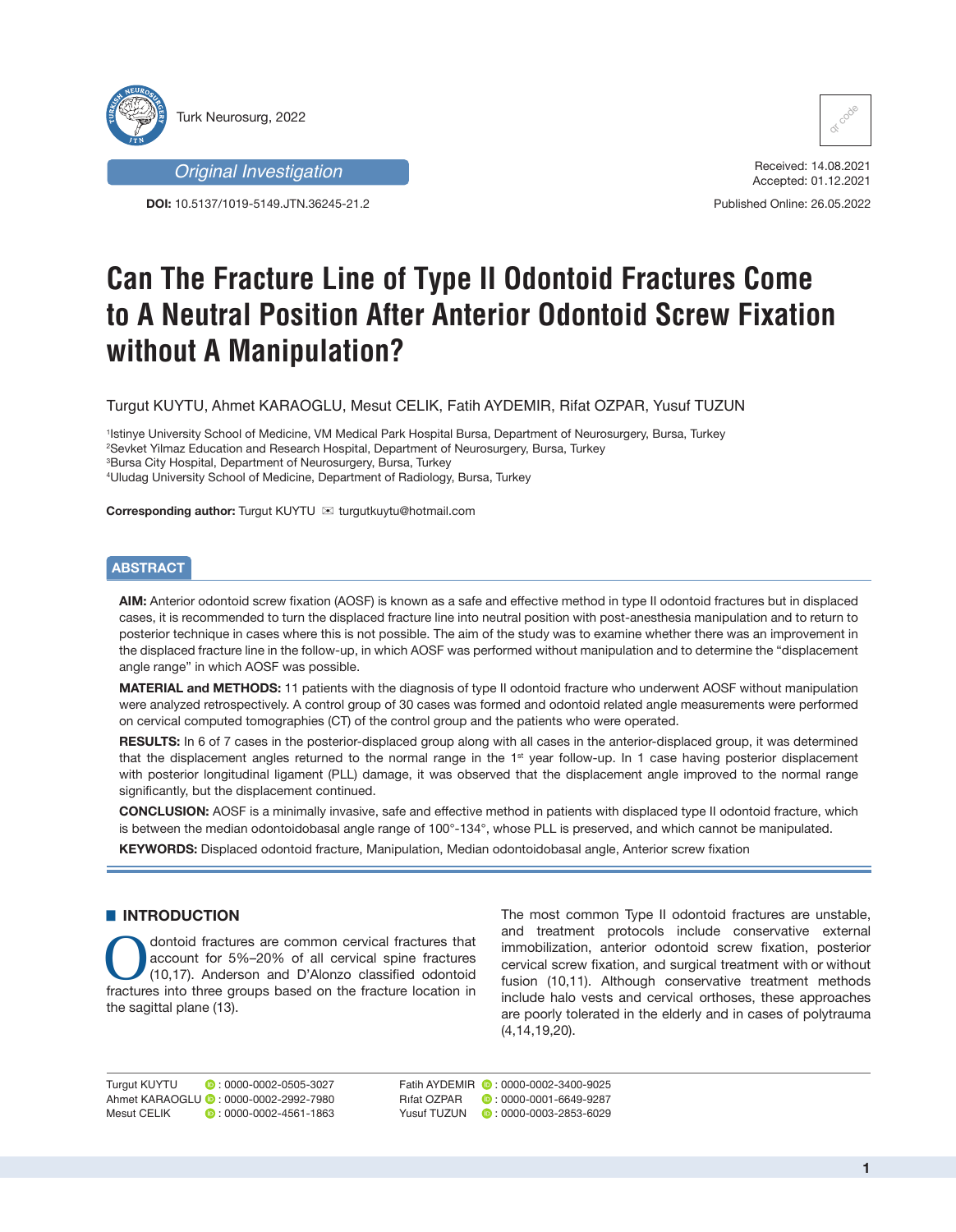Turk Neurosurg, 2022

*Original Investigation*

**DOI:** 10.5137/1019-5149.JTN.36245-21.2

Received: 14.08.2021
Accepted: 01.12.2021

Published Online: 26.05.2022

# Can The Fracture Line of Type II Odontoid Fractures Come to A Neutral Position After Anterior Odontoid Screw Fixation without A Manipulation?

Turgut KUYTU, Ahmet KARAOGLU, Mesut CELIK, Fatih AYDEMIR, Rifat OZPAR, Yusuf TUZUN

[1]Istinye University School of Medicine, VM Medical Park Hospital Bursa, Department of Neurosurgery, Bursa, Turkey
[2]Sevket Yilmaz Education and Research Hospital, Department of Neurosurgery, Bursa, Turkey
[3]Bursa City Hospital, Department of Neurosurgery, Bursa, Turkey
[4]Uludag University School of Medicine, Department of Radiology, Bursa, Turkey

**Corresponding author:** Turgut KUYTU ✉ turgutkuytu@hotmail.com

## ABSTRACT

**AIM:** Anterior odontoid screw fixation (AOSF) is known as a safe and effective method in type II odontoid fractures but in displaced cases, it is recommended to turn the displaced fracture line into neutral position with post-anesthesia manipulation and to return to posterior technique in cases where this is not possible. The aim of the study was to examine whether there was an improvement in the displaced fracture line in the follow-up, in which AOSF was performed without manipulation and to determine the "displacement angle range" in which AOSF was possible.

**MATERIAL and METHODS:** 11 patients with the diagnosis of type II odontoid fracture who underwent AOSF without manipulation were analyzed retrospectively. A control group of 30 cases was formed and odontoid related angle measurements were performed on cervical computed tomographies (CT) of the control group and the patients who were operated.

**RESULTS:** In 6 of 7 cases in the posterior-displaced group along with all cases in the anterior-displaced group, it was determined that the displacement angles returned to the normal range in the 1st year follow-up. In 1 case having posterior displacement with posterior longitudinal ligament (PLL) damage, it was observed that the displacement angle improved to the normal range significantly, but the displacement continued.

**CONCLUSION:** AOSF is a minimally invasive, safe and effective method in patients with displaced type II odontoid fracture, which is between the median odontoidobasal angle range of 100°-134°, whose PLL is preserved, and which cannot be manipulated.

**KEYWORDS:** Displaced odontoid fracture, Manipulation, Median odontoidobasal angle, Anterior screw fixation

## INTRODUCTION

Odontoid fractures are common cervical fractures that account for 5%–20% of all cervical spine fractures (10,17). Anderson and D'Alonzo classified odontoid fractures into three groups based on the fracture location in the sagittal plane (13).

The most common Type II odontoid fractures are unstable, and treatment protocols include conservative external immobilization, anterior odontoid screw fixation, posterior cervical screw fixation, and surgical treatment with or without fusion (10,11). Although conservative treatment methods include halo vests and cervical orthoses, these approaches are poorly tolerated in the elderly and in cases of polytrauma (4,14,19,20).

Turgut KUYTU : 0000-0002-0505-3027
Ahmet KARAOGLU : 0000-0002-2992-7980
Mesut CELIK : 0000-0002-4561-1863
Fatih AYDEMIR : 0000-0002-3400-9025
Rıfat OZPAR : 0000-0001-6649-9287
Yusuf TUZUN : 0000-0003-2853-6029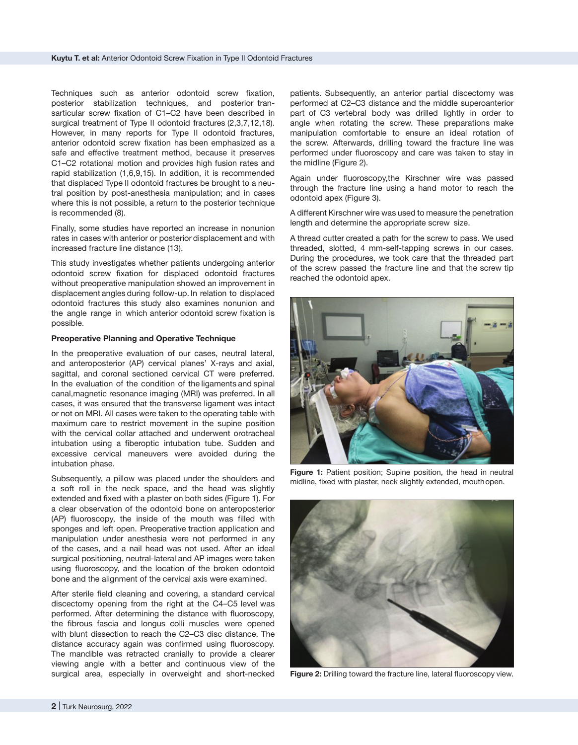Techniques such as anterior odontoid screw fixation, posterior stabilization techniques, and posterior transarticular screw fixation of C1–C2 have been described in surgical treatment of Type II odontoid fractures (2,3,7,12,18). However, in many reports for Type II odontoid fractures, anterior odontoid screw fixation has been emphasized as a safe and effective treatment method, because it preserves C1–C2 rotational motion and provides high fusion rates and rapid stabilization (1,6,9,15). In addition, it is recommended that displaced Type II odontoid fractures be brought to a neutral position by post-anesthesia manipulation; and in cases where this is not possible, a return to the posterior technique is recommended (8).

Finally, some studies have reported an increase in nonunion rates in cases with anterior or posterior displacement and with increased fracture line distance (13).

This study investigates whether patients undergoing anterior odontoid screw fixation for displaced odontoid fractures without preoperative manipulation showed an improvement in displacement angles during follow-up. In relation to displaced odontoid fractures this study also examines nonunion and the angle range in which anterior odontoid screw fixation is possible.

**Preoperative Planning and Operative Technique**

In the preoperative evaluation of our cases, neutral lateral, and anteroposterior (AP) cervical planes' X-rays and axial, sagittal, and coronal sectioned cervical CT were preferred. In the evaluation of the condition of the ligaments and spinal canal,magnetic resonance imaging (MRI) was preferred. In all cases, it was ensured that the transverse ligament was intact or not on MRI. All cases were taken to the operating table with maximum care to restrict movement in the supine position with the cervical collar attached and underwent orotracheal intubation using a fiberoptic intubation tube. Sudden and excessive cervical maneuvers were avoided during the intubation phase.

Subsequently, a pillow was placed under the shoulders and a soft roll in the neck space, and the head was slightly extended and fixed with a plaster on both sides (Figure 1). For a clear observation of the odontoid bone on anteroposterior (AP) fluoroscopy, the inside of the mouth was filled with sponges and left open. Preoperative traction application and manipulation under anesthesia were not performed in any of the cases, and a nail head was not used. After an ideal surgical positioning, neutral-lateral and AP images were taken using fluoroscopy, and the location of the broken odontoid bone and the alignment of the cervical axis were examined.

After sterile field cleaning and covering, a standard cervical discectomy opening from the right at the C4–C5 level was performed. After determining the distance with fluoroscopy, the fibrous fascia and longus colli muscles were opened with blunt dissection to reach the C2–C3 disc distance. The distance accuracy again was confirmed using fluoroscopy. The mandible was retracted cranially to provide a clearer viewing angle with a better and continuous view of the surgical area, especially in overweight and short-necked patients. Subsequently, an anterior partial discectomy was performed at C2–C3 distance and the middle superoanterior part of C3 vertebral body was drilled lightly in order to angle when rotating the screw. These preparations make manipulation comfortable to ensure an ideal rotation of the screw. Afterwards, drilling toward the fracture line was performed under fluoroscopy and care was taken to stay in the midline (Figure 2).

Again under fluoroscopy,the Kirschner wire was passed through the fracture line using a hand motor to reach the odontoid apex (Figure 3).

A different Kirschner wire was used to measure the penetration length and determine the appropriate screw size.

A thread cutter created a path for the screw to pass. We used threaded, slotted, 4 mm-self-tapping screws in our cases. During the procedures, we took care that the threaded part of the screw passed the fracture line and that the screw tip reached the odontoid apex.

**Figure 1:** Patient position; Supine position, the head in neutral midline, fixed with plaster, neck slightly extended, mouth open.

**Figure 2:** Drilling toward the fracture line, lateral fluoroscopy view.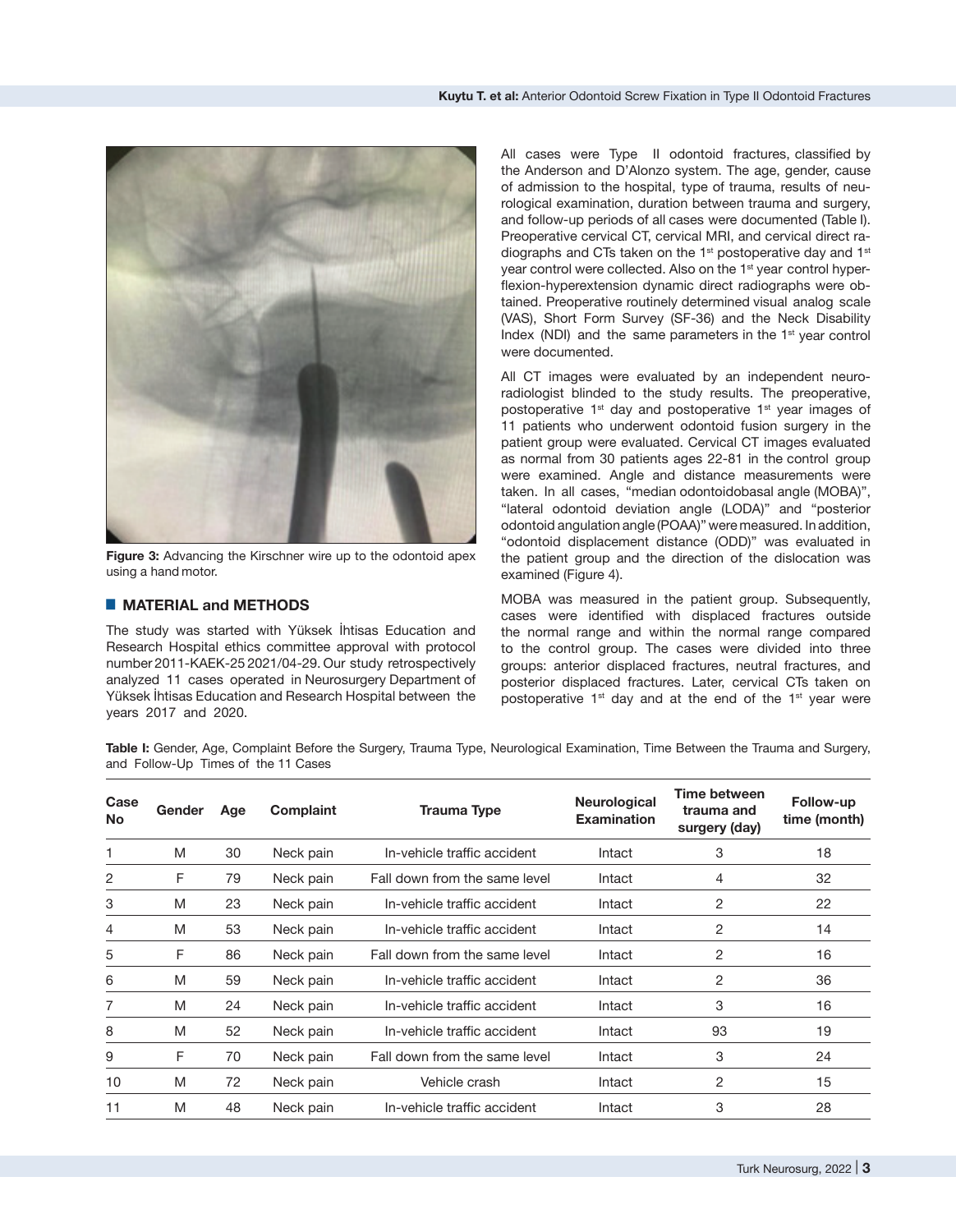Figure 3: Advancing the Kirschner wire up to the odontoid apex using a hand motor.

## MATERIAL and METHODS

The study was started with Yüksek İhtisas Education and Research Hospital ethics committee approval with protocol number 2011-KAEK-25 2021/04-29. Our study retrospectively analyzed 11 cases operated in Neurosurgery Department of Yüksek İhtisas Education and Research Hospital between the years 2017 and 2020.

All cases were Type II odontoid fractures, classified by the Anderson and D'Alonzo system. The age, gender, cause of admission to the hospital, type of trauma, results of neurological examination, duration between trauma and surgery, and follow-up periods of all cases were documented (Table I). Preoperative cervical CT, cervical MRI, and cervical direct radiographs and CTs taken on the 1st postoperative day and 1st year control were collected. Also on the 1st year control hyperflexion-hyperextension dynamic direct radiographs were obtained. Preoperative routinely determined visual analog scale (VAS), Short Form Survey (SF-36) and the Neck Disability Index (NDI) and the same parameters in the 1st year control were documented.

All CT images were evaluated by an independent neuroradiologist blinded to the study results. The preoperative, postoperative 1st day and postoperative 1st year images of 11 patients who underwent odontoid fusion surgery in the patient group were evaluated. Cervical CT images evaluated as normal from 30 patients ages 22-81 in the control group were examined. Angle and distance measurements were taken. In all cases, "median odontoidobasal angle (MOBA)", "lateral odontoid deviation angle (LODA)" and "posterior odontoid angulation angle (POAA)" were measured. In addition, "odontoid displacement distance (ODD)" was evaluated in the patient group and the direction of the dislocation was examined (Figure 4).

MOBA was measured in the patient group. Subsequently, cases were identified with displaced fractures outside the normal range and within the normal range compared to the control group. The cases were divided into three groups: anterior displaced fractures, neutral fractures, and posterior displaced fractures. Later, cervical CTs taken on postoperative 1st day and at the end of the 1st year were

**Table I:** Gender, Age, Complaint Before the Surgery, Trauma Type, Neurological Examination, Time Between the Trauma and Surgery, and Follow-Up Times of the 11 Cases

| Case No | Gender | Age | Complaint | Trauma Type | Neurological Examination | Time between trauma and surgery (day) | Follow-up time (month) |
|---|---|---|---|---|---|---|---|
| 1 | M | 30 | Neck pain | In-vehicle traffic accident | Intact | 3 | 18 |
| 2 | F | 79 | Neck pain | Fall down from the same level | Intact | 4 | 32 |
| 3 | M | 23 | Neck pain | In-vehicle traffic accident | Intact | 2 | 22 |
| 4 | M | 53 | Neck pain | In-vehicle traffic accident | Intact | 2 | 14 |
| 5 | F | 86 | Neck pain | Fall down from the same level | Intact | 2 | 16 |
| 6 | M | 59 | Neck pain | In-vehicle traffic accident | Intact | 2 | 36 |
| 7 | M | 24 | Neck pain | In-vehicle traffic accident | Intact | 3 | 16 |
| 8 | M | 52 | Neck pain | In-vehicle traffic accident | Intact | 93 | 19 |
| 9 | F | 70 | Neck pain | Fall down from the same level | Intact | 3 | 24 |
| 10 | M | 72 | Neck pain | Vehicle crash | Intact | 2 | 15 |
| 11 | M | 48 | Neck pain | In-vehicle traffic accident | Intact | 3 | 28 |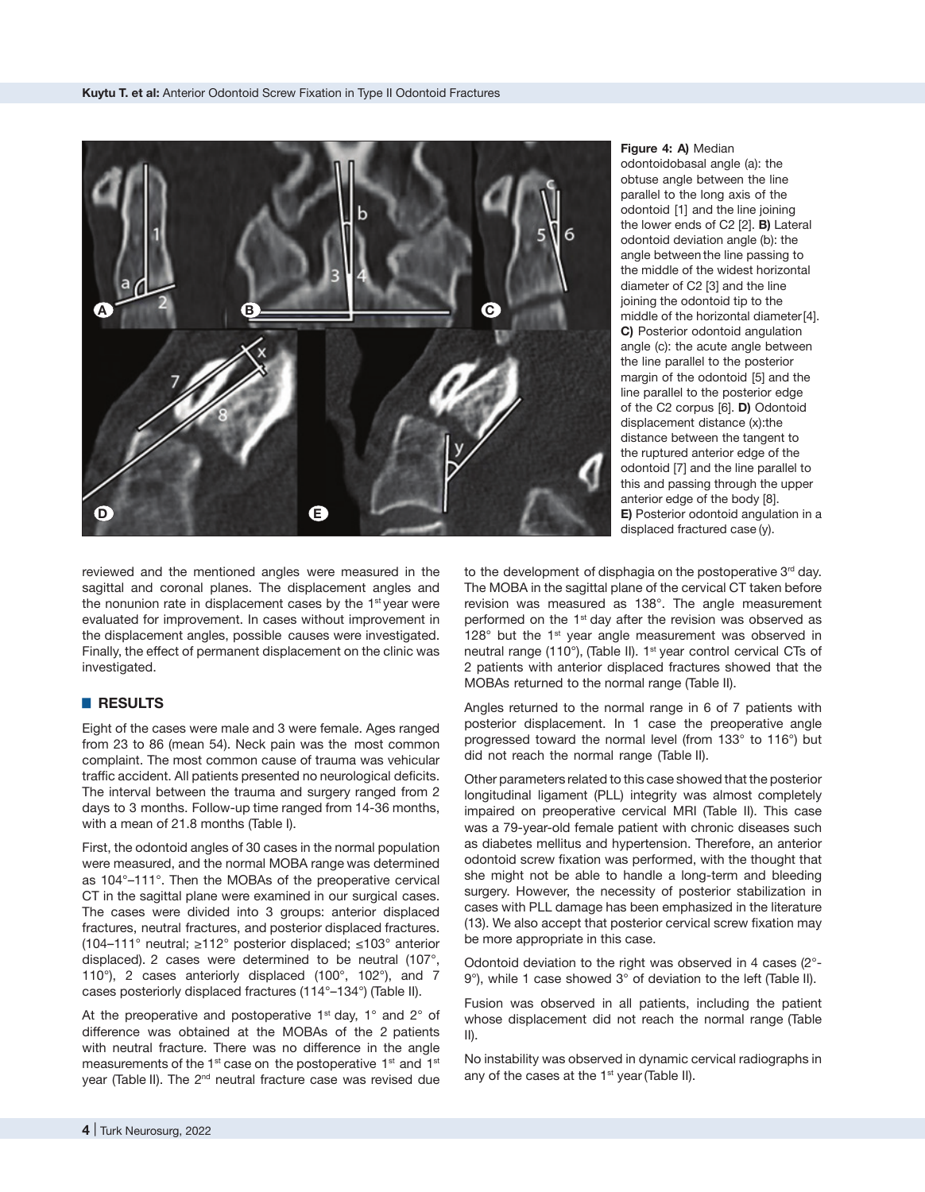**Figure 4: A)** Median odontoidobasal angle (a): the obtuse angle between the line parallel to the long axis of the odontoid [1] and the line joining the lower ends of C2 [2]. **B)** Lateral odontoid deviation angle (b): the angle between the line passing to the middle of the widest horizontal diameter of C2 [3] and the line joining the odontoid tip to the middle of the horizontal diameter [4]. **C)** Posterior odontoid angulation angle (c): the acute angle between the line parallel to the posterior margin of the odontoid [5] and the line parallel to the posterior edge of the C2 corpus [6]. **D)** Odontoid displacement distance (x): the distance between the tangent to the ruptured anterior edge of the odontoid [7] and the line parallel to this and passing through the upper anterior edge of the body [8]. **E)** Posterior odontoid angulation in a displaced fractured case (y).

reviewed and the mentioned angles were measured in the sagittal and coronal planes. The displacement angles and the nonunion rate in displacement cases by the 1st year were evaluated for improvement. In cases without improvement in the displacement angles, possible causes were investigated. Finally, the effect of permanent displacement on the clinic was investigated.

## RESULTS

Eight of the cases were male and 3 were female. Ages ranged from 23 to 86 (mean 54). Neck pain was the most common complaint. The most common cause of trauma was vehicular traffic accident. All patients presented no neurological deficits. The interval between the trauma and surgery ranged from 2 days to 3 months. Follow-up time ranged from 14-36 months, with a mean of 21.8 months (Table I).

First, the odontoid angles of 30 cases in the normal population were measured, and the normal MOBA range was determined as 104°–111°. Then the MOBAs of the preoperative cervical CT in the sagittal plane were examined in our surgical cases. The cases were divided into 3 groups: anterior displaced fractures, neutral fractures, and posterior displaced fractures. (104–111° neutral; ≥112° posterior displaced; ≤103° anterior displaced). 2 cases were determined to be neutral (107°, 110°), 2 cases anteriorly displaced (100°, 102°), and 7 cases posteriorly displaced fractures (114°–134°) (Table II).

At the preoperative and postoperative 1st day, 1° and 2° of difference was obtained at the MOBAs of the 2 patients with neutral fracture. There was no difference in the angle measurements of the 1st case on the postoperative 1st and 1st year (Table II). The 2nd neutral fracture case was revised due to the development of disphagia on the postoperative 3rd day. The MOBA in the sagittal plane of the cervical CT taken before revision was measured as 138°. The angle measurement performed on the 1st day after the revision was observed as 128° but the 1st year angle measurement was observed in neutral range (110°), (Table II). 1st year control cervical CTs of 2 patients with anterior displaced fractures showed that the MOBAs returned to the normal range (Table II).

Angles returned to the normal range in 6 of 7 patients with posterior displacement. In 1 case the preoperative angle progressed toward the normal level (from 133° to 116°) but did not reach the normal range (Table II).

Other parameters related to this case showed that the posterior longitudinal ligament (PLL) integrity was almost completely impaired on preoperative cervical MRI (Table II). This case was a 79-year-old female patient with chronic diseases such as diabetes mellitus and hypertension. Therefore, an anterior odontoid screw fixation was performed, with the thought that she might not be able to handle a long-term and bleeding surgery. However, the necessity of posterior stabilization in cases with PLL damage has been emphasized in the literature (13). We also accept that posterior cervical screw fixation may be more appropriate in this case.

Odontoid deviation to the right was observed in 4 cases (2°-9°), while 1 case showed 3° of deviation to the left (Table II).

Fusion was observed in all patients, including the patient whose displacement did not reach the normal range (Table II).

No instability was observed in dynamic cervical radiographs in any of the cases at the 1st year (Table II).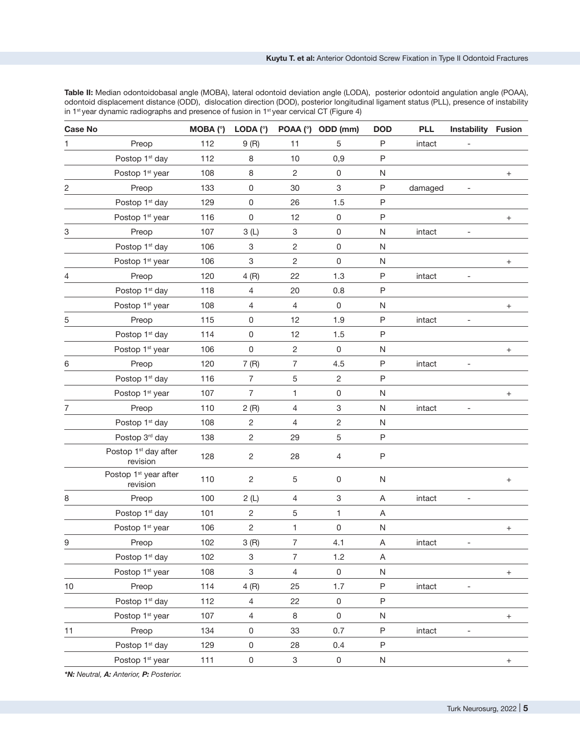**Table II:** Median odontoidobasal angle (MOBA), lateral odontoid deviation angle (LODA), posterior odontoid angulation angle (POAA), odontoid displacement distance (ODD), dislocation direction (DOD), posterior longitudinal ligament status (PLL), presence of instability in 1st year dynamic radiographs and presence of fusion in 1st year cervical CT (Figure 4)

| Case No | | MOBA (°) | LODA (°) | POAA (°) | ODD (mm) | DOD | PLL | Instability | Fusion |
|---|---|---|---|---|---|---|---|---|---|
| 1 | Preop | 112 | 9 (R) | 11 | 5 | P | intact | - | |
| | Postop 1st day | 112 | 8 | 10 | 0,9 | P | | | |
| | Postop 1st year | 108 | 8 | 2 | 0 | N | | | + |
| 2 | Preop | 133 | 0 | 30 | 3 | P | damaged | - | |
| | Postop 1st day | 129 | 0 | 26 | 1.5 | P | | | |
| | Postop 1st year | 116 | 0 | 12 | 0 | P | | | + |
| 3 | Preop | 107 | 3 (L) | 3 | 0 | N | intact | - | |
| | Postop 1st day | 106 | 3 | 2 | 0 | N | | | |
| | Postop 1st year | 106 | 3 | 2 | 0 | N | | | + |
| 4 | Preop | 120 | 4 (R) | 22 | 1.3 | P | intact | - | |
| | Postop 1st day | 118 | 4 | 20 | 0.8 | P | | | |
| | Postop 1st year | 108 | 4 | 4 | 0 | N | | | + |
| 5 | Preop | 115 | 0 | 12 | 1.9 | P | intact | - | |
| | Postop 1st day | 114 | 0 | 12 | 1.5 | P | | | |
| | Postop 1st year | 106 | 0 | 2 | 0 | N | | | + |
| 6 | Preop | 120 | 7 (R) | 7 | 4.5 | P | intact | - | |
| | Postop 1st day | 116 | 7 | 5 | 2 | P | | | |
| | Postop 1st year | 107 | 7 | 1 | 0 | N | | | + |
| 7 | Preop | 110 | 2 (R) | 4 | 3 | N | intact | - | |
| | Postop 1st day | 108 | 2 | 4 | 2 | N | | | |
| | Postop 3rd day | 138 | 2 | 29 | 5 | P | | | |
| | Postop 1st day after revision | 128 | 2 | 28 | 4 | P | | | |
| | Postop 1st year after revision | 110 | 2 | 5 | 0 | N | | | + |
| 8 | Preop | 100 | 2 (L) | 4 | 3 | A | intact | - | |
| | Postop 1st day | 101 | 2 | 5 | 1 | A | | | |
| | Postop 1st year | 106 | 2 | 1 | 0 | N | | | + |
| 9 | Preop | 102 | 3 (R) | 7 | 4.1 | A | intact | - | |
| | Postop 1st day | 102 | 3 | 7 | 1.2 | A | | | |
| | Postop 1st year | 108 | 3 | 4 | 0 | N | | | + |
| 10 | Preop | 114 | 4 (R) | 25 | 1.7 | P | intact | - | |
| | Postop 1st day | 112 | 4 | 22 | 0 | P | | | |
| | Postop 1st year | 107 | 4 | 8 | 0 | N | | | + |
| 11 | Preop | 134 | 0 | 33 | 0.7 | P | intact | - | |
| | Postop 1st day | 129 | 0 | 28 | 0.4 | P | | | |
| | Postop 1st year | 111 | 0 | 3 | 0 | N | | | + |

****N:** Neutral, **A:** Anterior, **P:** Posterior.*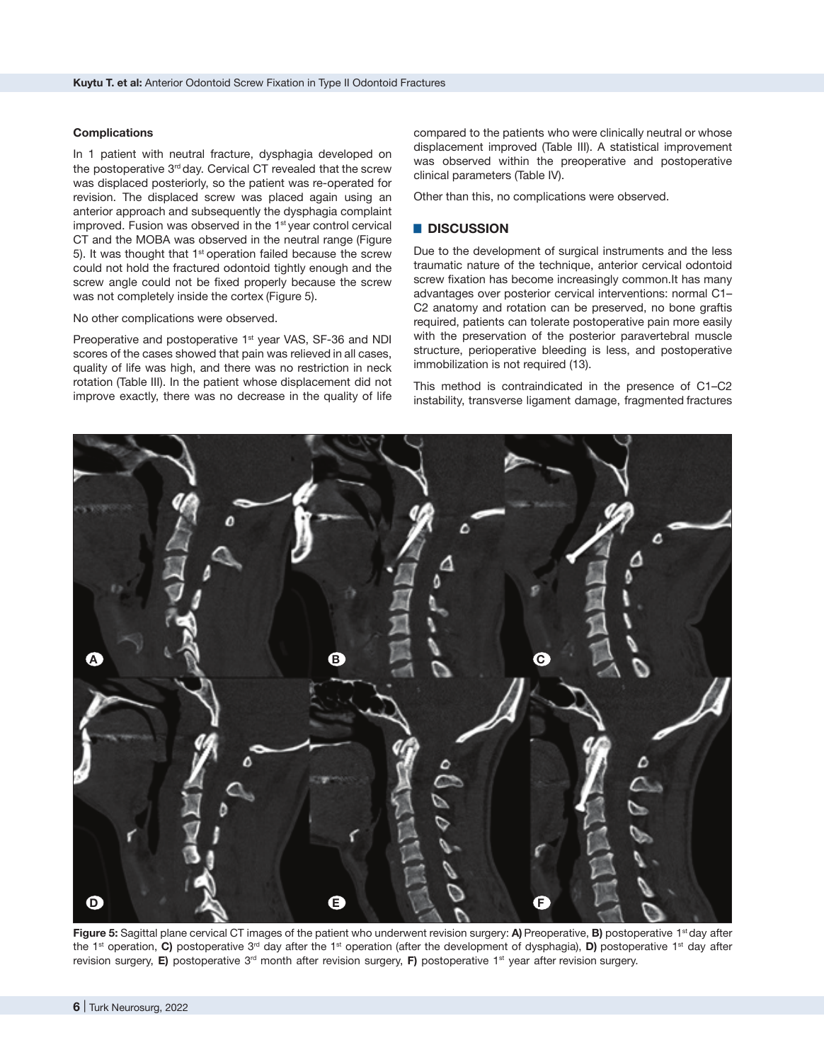#### Complications

In 1 patient with neutral fracture, dysphagia developed on the postoperative 3rd day. Cervical CT revealed that the screw was displaced posteriorly, so the patient was re-operated for revision. The displaced screw was placed again using an anterior approach and subsequently the dysphagia complaint improved. Fusion was observed in the 1st year control cervical CT and the MOBA was observed in the neutral range (Figure 5). It was thought that 1st operation failed because the screw could not hold the fractured odontoid tightly enough and the screw angle could not be fixed properly because the screw was not completely inside the cortex (Figure 5).

No other complications were observed.

Preoperative and postoperative 1st year VAS, SF-36 and NDI scores of the cases showed that pain was relieved in all cases, quality of life was high, and there was no restriction in neck rotation (Table III). In the patient whose displacement did not improve exactly, there was no decrease in the quality of life compared to the patients who were clinically neutral or whose displacement improved (Table III). A statistical improvement was observed within the preoperative and postoperative clinical parameters (Table IV).

Other than this, no complications were observed.

## DISCUSSION

Due to the development of surgical instruments and the less traumatic nature of the technique, anterior cervical odontoid screw fixation has become increasingly common.It has many advantages over posterior cervical interventions: normal C1–C2 anatomy and rotation can be preserved, no bone graftis required, patients can tolerate postoperative pain more easily with the preservation of the posterior paravertebral muscle structure, perioperative bleeding is less, and postoperative immobilization is not required (13).

This method is contraindicated in the presence of C1–C2 instability, transverse ligament damage, fragmented fractures

**Figure 5:** Sagittal plane cervical CT images of the patient who underwent revision surgery: **A)** Preoperative, **B)** postoperative 1st day after the 1st operation, **C)** postoperative 3rd day after the 1st operation (after the development of dysphagia), **D)** postoperative 1st day after revision surgery, **E)** postoperative 3rd month after revision surgery, **F)** postoperative 1st year after revision surgery.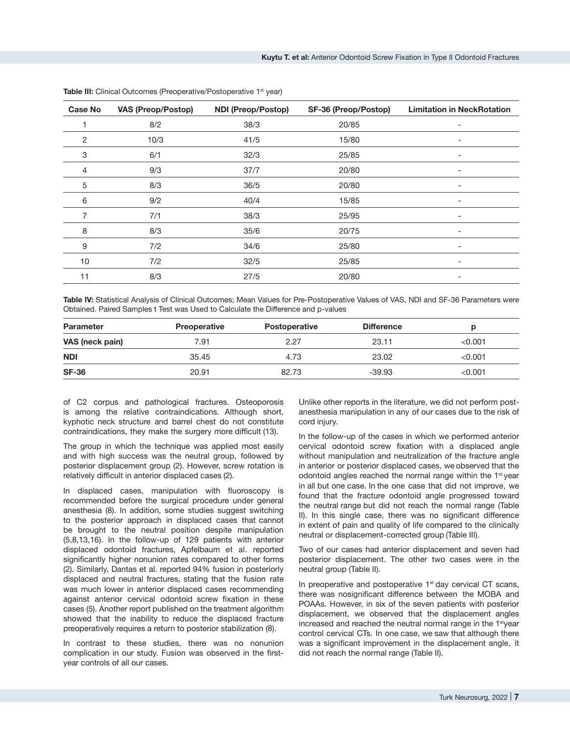**Table III:** Clinical Outcomes (Preoperative/Postoperative 1st year)

| Case No | VAS (Preop/Postop) | NDI (Preop/Postop) | SF-36 (Preop/Postop) | Limitation in NeckRotation |
|---|---|---|---|---|
| 1 | 8/2 | 38/3 | 20/85 | - |
| 2 | 10/3 | 41/5 | 15/80 | - |
| 3 | 6/1 | 32/3 | 25/85 | - |
| 4 | 9/3 | 37/7 | 20/80 | - |
| 5 | 8/3 | 36/5 | 20/80 | - |
| 6 | 9/2 | 40/4 | 15/85 | - |
| 7 | 7/1 | 38/3 | 25/95 | - |
| 8 | 8/3 | 35/6 | 20/75 | - |
| 9 | 7/2 | 34/6 | 25/80 | - |
| 10 | 7/2 | 32/5 | 25/85 | - |
| 11 | 8/3 | 27/5 | 20/80 | - |

**Table IV:** Statistical Analysis of Clinical Outcomes; Mean Values for Pre-Postoperative Values of VAS, NDI and SF-36 Parameters were Obtained. Paired Samples t Test was Used to Calculate the Difference and p-values

| Parameter | Preoperative | Postoperative | Difference | p |
|---|---|---|---|---|
| **VAS (neck pain)** | 7.91 | 2.27 | 23.11 | <0.001 |
| **NDI** | 35.45 | 4.73 | 23.02 | <0.001 |
| **SF-36** | 20.91 | 82.73 | -39.93 | <0.001 |

of C2 corpus and pathological fractures. Osteoporosis is among the relative contraindications. Although short, kyphotic neck structure and barrel chest do not constitute contraindications, they make the surgery more difficult (13).

The group in which the technique was applied most easily and with high success was the neutral group, followed by posterior displacement group (2). However, screw rotation is relatively difficult in anterior displaced cases (2).

In displaced cases, manipulation with fluoroscopy is recommended before the surgical procedure under general anesthesia (8). In addition, some studies suggest switching to the posterior approach in displaced cases that cannot be brought to the neutral position despite manipulation (5,8,13,16). In the follow-up of 129 patients with anterior displaced odontoid fractures, Apfelbaum et al. reported significantly higher nonunion rates compared to other forms (2). Similarly, Dantas et al. reported 94% fusion in posteriorly displaced and neutral fractures, stating that the fusion rate was much lower in anterior displaced cases recommending against anterior cervical odontoid screw fixation in these cases (5). Another report published on the treatment algorithm showed that the inability to reduce the displaced fracture preoperatively requires a return to posterior stabilization (8).

In contrast to these studies, there was no nonunion complication in our study. Fusion was observed in the first-year controls of all our cases.

Unlike other reports in the literature, we did not perform post-anesthesia manipulation in any of our cases due to the risk of cord injury.

In the follow-up of the cases in which we performed anterior cervical odontoid screw fixation with a displaced angle without manipulation and neutralization of the fracture angle in anterior or posterior displaced cases, we observed that the odontoid angles reached the normal range within the 1st year in all but one case. In the one case that did not improve, we found that the fracture odontoid angle progressed toward the neutral range but did not reach the normal range (Table II). In this single case, there was no significant difference in extent of pain and quality of life compared to the clinically neutral or displacement-corrected group (Table III).

Two of our cases had anterior displacement and seven had posterior displacement. The other two cases were in the neutral group (Table II).

In preoperative and postoperative 1st day cervical CT scans, there was nosignificant difference between the MOBA and POAAs. However, in six of the seven patients with posterior displacement, we observed that the displacement angles increased and reached the neutral normal range in the 1st year control cervical CTs. In one case, we saw that although there was a significant improvement in the displacement angle, it did not reach the normal range (Table II).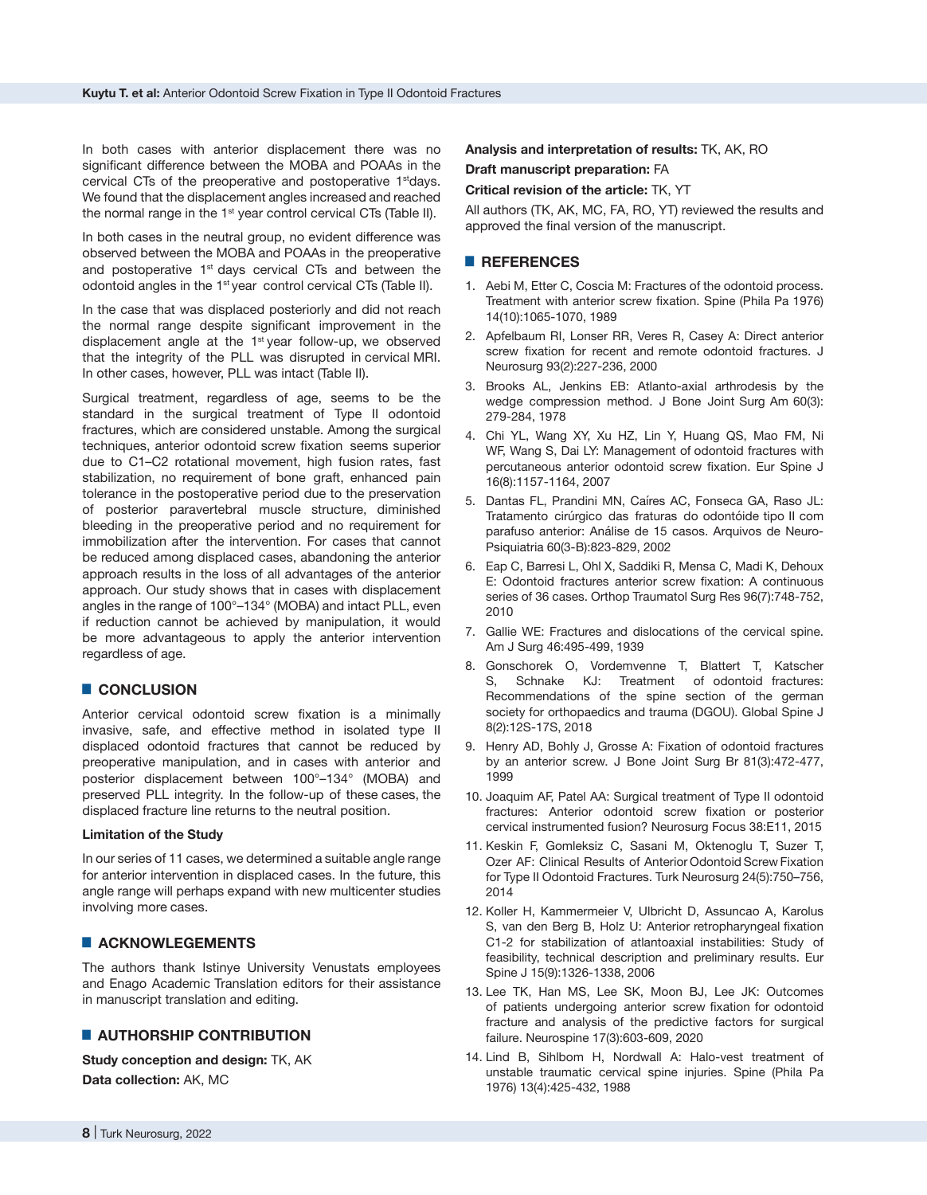In both cases with anterior displacement there was no significant difference between the MOBA and POAAs in the cervical CTs of the preoperative and postoperative 1st days. We found that the displacement angles increased and reached the normal range in the 1st year control cervical CTs (Table II).

In both cases in the neutral group, no evident difference was observed between the MOBA and POAAs in the preoperative and postoperative 1st days cervical CTs and between the odontoid angles in the 1st year control cervical CTs (Table II).

In the case that was displaced posteriorly and did not reach the normal range despite significant improvement in the displacement angle at the 1st year follow-up, we observed that the integrity of the PLL was disrupted in cervical MRI. In other cases, however, PLL was intact (Table II).

Surgical treatment, regardless of age, seems to be the standard in the surgical treatment of Type II odontoid fractures, which are considered unstable. Among the surgical techniques, anterior odontoid screw fixation seems superior due to C1–C2 rotational movement, high fusion rates, fast stabilization, no requirement of bone graft, enhanced pain tolerance in the postoperative period due to the preservation of posterior paravertebral muscle structure, diminished bleeding in the preoperative period and no requirement for immobilization after the intervention. For cases that cannot be reduced among displaced cases, abandoning the anterior approach results in the loss of all advantages of the anterior approach. Our study shows that in cases with displacement angles in the range of 100°–134° (MOBA) and intact PLL, even if reduction cannot be achieved by manipulation, it would be more advantageous to apply the anterior intervention regardless of age.

## CONCLUSION

Anterior cervical odontoid screw fixation is a minimally invasive, safe, and effective method in isolated type II displaced odontoid fractures that cannot be reduced by preoperative manipulation, and in cases with anterior and posterior displacement between 100°–134° (MOBA) and preserved PLL integrity. In the follow-up of these cases, the displaced fracture line returns to the neutral position.

### Limitation of the Study

In our series of 11 cases, we determined a suitable angle range for anterior intervention in displaced cases. In the future, this angle range will perhaps expand with new multicenter studies involving more cases.

## ACKNOWLEGEMENTS

The authors thank Istinye University Venustats employees and Enago Academic Translation editors for their assistance in manuscript translation and editing.

## AUTHORSHIP CONTRIBUTION

**Study conception and design:** TK, AK

**Data collection:** AK, MC

**Analysis and interpretation of results:** TK, AK, RO

**Draft manuscript preparation:** FA

**Critical revision of the article:** TK, YT

All authors (TK, AK, MC, FA, RO, YT) reviewed the results and approved the final version of the manuscript.

## REFERENCES

1. Aebi M, Etter C, Coscia M: Fractures of the odontoid process. Treatment with anterior screw fixation. Spine (Phila Pa 1976) 14(10):1065-1070, 1989
2. Apfelbaum RI, Lonser RR, Veres R, Casey A: Direct anterior screw fixation for recent and remote odontoid fractures. J Neurosurg 93(2):227-236, 2000
3. Brooks AL, Jenkins EB: Atlanto-axial arthrodesis by the wedge compression method. J Bone Joint Surg Am 60(3): 279-284, 1978
4. Chi YL, Wang XY, Xu HZ, Lin Y, Huang QS, Mao FM, Ni WF, Wang S, Dai LY: Management of odontoid fractures with percutaneous anterior odontoid screw fixation. Eur Spine J 16(8):1157-1164, 2007
5. Dantas FL, Prandini MN, Caíres AC, Fonseca GA, Raso JL: Tratamento cirúrgico das fraturas do odontóide tipo II com parafuso anterior: Análise de 15 casos. Arquivos de Neuro-Psiquiatria 60(3-B):823-829, 2002
6. Eap C, Barresi L, Ohl X, Saddiki R, Mensa C, Madi K, Dehoux E: Odontoid fractures anterior screw fixation: A continuous series of 36 cases. Orthop Traumatol Surg Res 96(7):748-752, 2010
7. Gallie WE: Fractures and dislocations of the cervical spine. Am J Surg 46:495-499, 1939
8. Gonschorek O, Vordemvenne T, Blattert T, Katscher S, Schnake KJ: Treatment of odontoid fractures: Recommendations of the spine section of the german society for orthopaedics and trauma (DGOU). Global Spine J 8(2):12S-17S, 2018
9. Henry AD, Bohly J, Grosse A: Fixation of odontoid fractures by an anterior screw. J Bone Joint Surg Br 81(3):472-477, 1999
10. Joaquim AF, Patel AA: Surgical treatment of Type II odontoid fractures: Anterior odontoid screw fixation or posterior cervical instrumented fusion? Neurosurg Focus 38:E11, 2015
11. Keskin F, Gomleksiz C, Sasani M, Oktenoglu T, Suzer T, Ozer AF: Clinical Results of Anterior Odontoid Screw Fixation for Type II Odontoid Fractures. Turk Neurosurg 24(5):750–756, 2014
12. Koller H, Kammermeier V, Ulbricht D, Assuncao A, Karolus S, van den Berg B, Holz U: Anterior retropharyngeal fixation C1-2 for stabilization of atlantoaxial instabilities: Study of feasibility, technical description and preliminary results. Eur Spine J 15(9):1326-1338, 2006
13. Lee TK, Han MS, Lee SK, Moon BJ, Lee JK: Outcomes of patients undergoing anterior screw fixation for odontoid fracture and analysis of the predictive factors for surgical failure. Neurospine 17(3):603-609, 2020
14. Lind B, Sihlbom H, Nordwall A: Halo-vest treatment of unstable traumatic cervical spine injuries. Spine (Phila Pa 1976) 13(4):425-432, 1988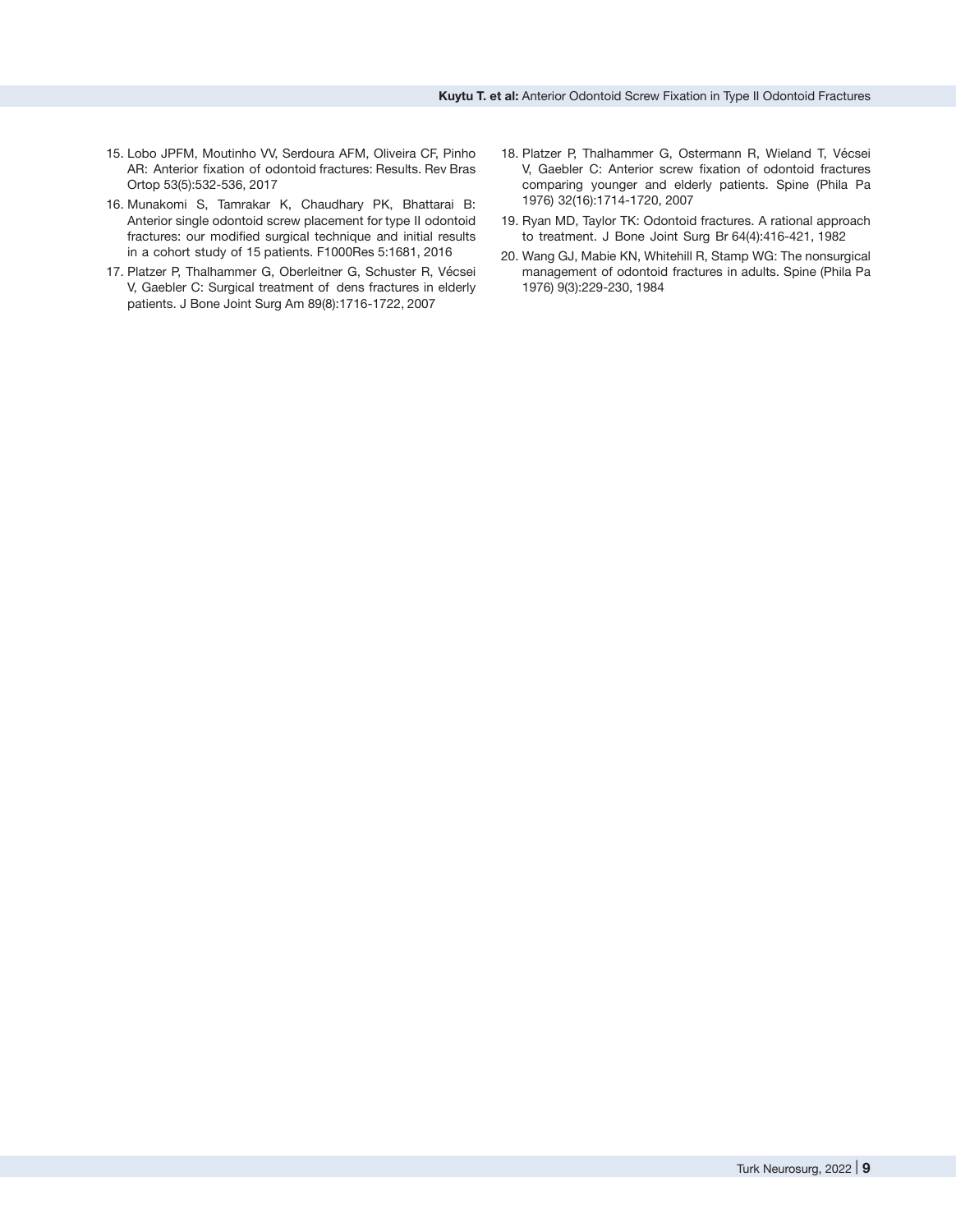15. Lobo JPFM, Moutinho VV, Serdoura AFM, Oliveira CF, Pinho AR: Anterior fixation of odontoid fractures: Results. Rev Bras Ortop 53(5):532-536, 2017
16. Munakomi S, Tamrakar K, Chaudhary PK, Bhattarai B: Anterior single odontoid screw placement for type II odontoid fractures: our modified surgical technique and initial results in a cohort study of 15 patients. F1000Res 5:1681, 2016
17. Platzer P, Thalhammer G, Oberleitner G, Schuster R, Vécsei V, Gaebler C: Surgical treatment of dens fractures in elderly patients. J Bone Joint Surg Am 89(8):1716-1722, 2007
18. Platzer P, Thalhammer G, Ostermann R, Wieland T, Vécsei V, Gaebler C: Anterior screw fixation of odontoid fractures comparing younger and elderly patients. Spine (Phila Pa 1976) 32(16):1714-1720, 2007
19. Ryan MD, Taylor TK: Odontoid fractures. A rational approach to treatment. J Bone Joint Surg Br 64(4):416-421, 1982
20. Wang GJ, Mabie KN, Whitehill R, Stamp WG: The nonsurgical management of odontoid fractures in adults. Spine (Phila Pa 1976) 9(3):229-230, 1984